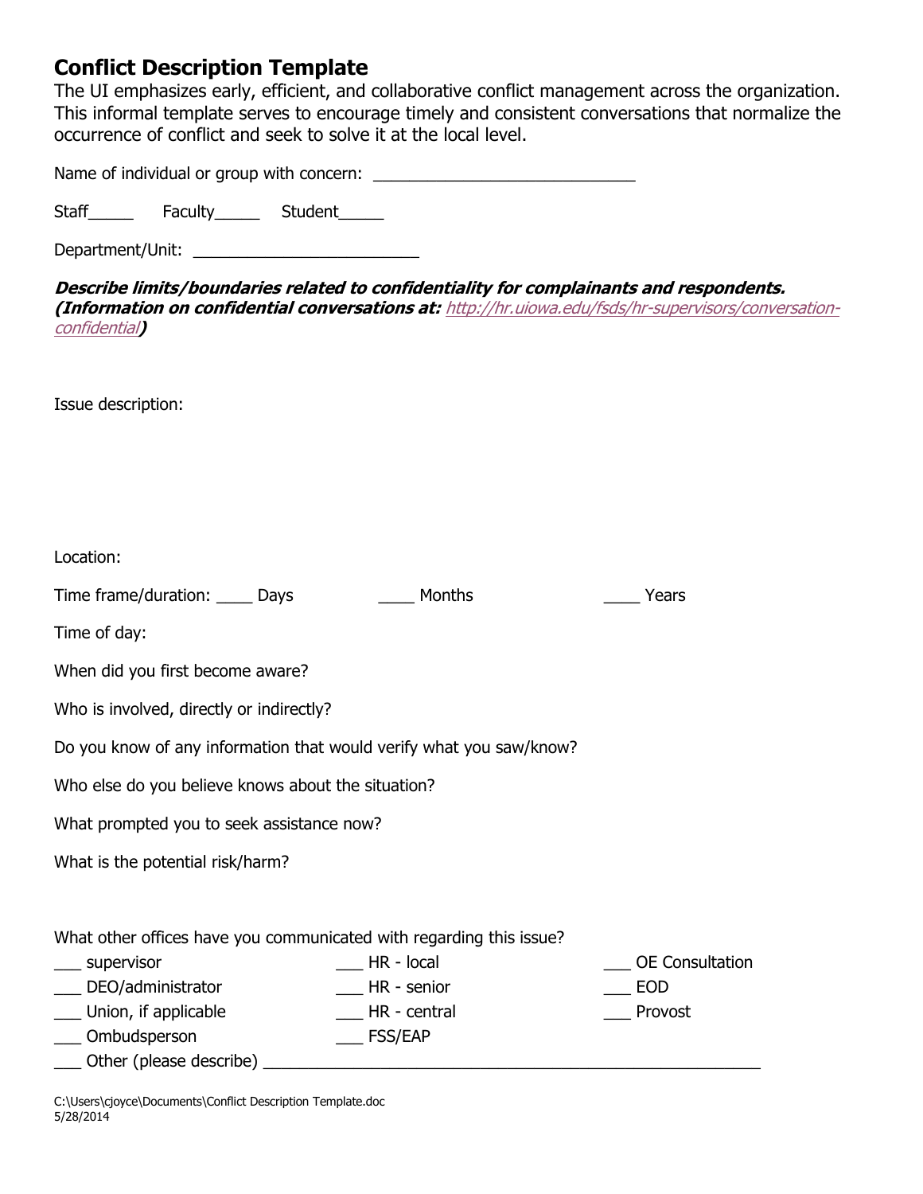# Conflict Description Template

The UI emphasizes early, efficient, and collaborative conflict management across the organization. This informal template serves to encourage timely and consistent conversations that normalize the occurrence of conflict and seek to solve it at the local level.

Name of individual or group with concern: ______________________________

Staff_____ Faculty_____ Student_____

Department/Unit: _________________________

***Describe limits/boundaries related to confidentiality for complainants and respondents. (Information on confidential conversations at:*** [*http://hr.uiowa.edu/fsds/hr-supervisors/conversation-confidential*](http://hr.uiowa.edu/fsds/hr-supervisors/conversation-confidential)***)***

Issue description:

Location:

Time frame/duration: ____ Days ____ Months ____ Years

Time of day:

When did you first become aware?

Who is involved, directly or indirectly?

Do you know of any information that would verify what you saw/know?

Who else do you believe knows about the situation?

What prompted you to seek assistance now?

What is the potential risk/harm?

What other offices have you communicated with regarding this issue?

___ supervisor
___ DEO/administrator
___ Union, if applicable
___ Ombudsperson
___ HR - local
___ HR - senior
___ HR - central
___ FSS/EAP
___ OE Consultation
___ EOD
___ Provost
___ Other (please describe) ________________________________________________________

C:\Users\cjoyce\Documents\Conflict Description Template.doc
5/28/2014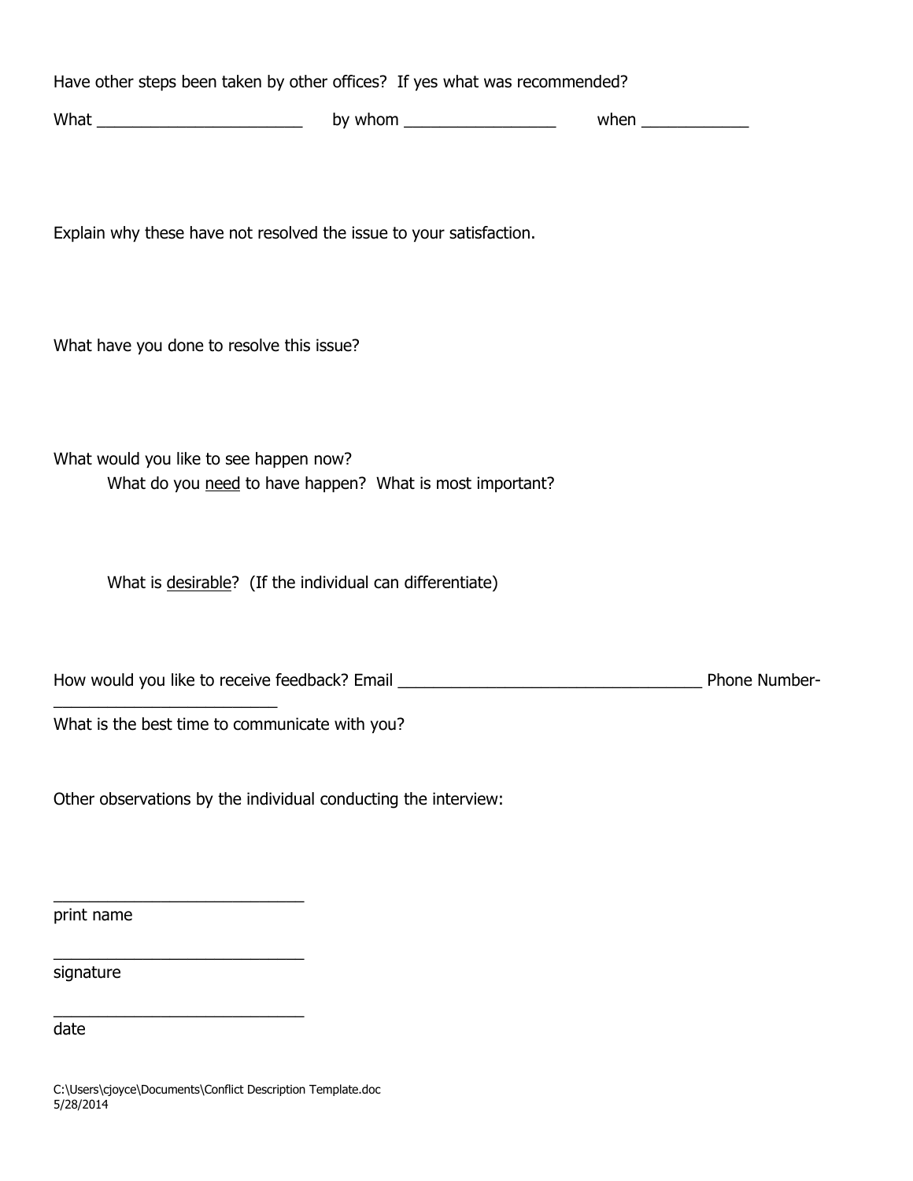Have other steps been taken by other offices? If yes what was recommended?

What _______________________ by whom _________________ when ____________

Explain why these have not resolved the issue to your satisfaction.

What have you done to resolve this issue?

What would you like to see happen now?

What do you <u>need</u> to have happen? What is most important?

What is <u>desirable</u>? (If the individual can differentiate)

How would you like to receive feedback? Email ___________________________________ Phone Number- _________________________

What is the best time to communicate with you?

Other observations by the individual conducting the interview:

_____________________________
print name

_____________________________
signature

_____________________________
date

C:\Users\cjoyce\Documents\Conflict Description Template.doc
5/28/2014